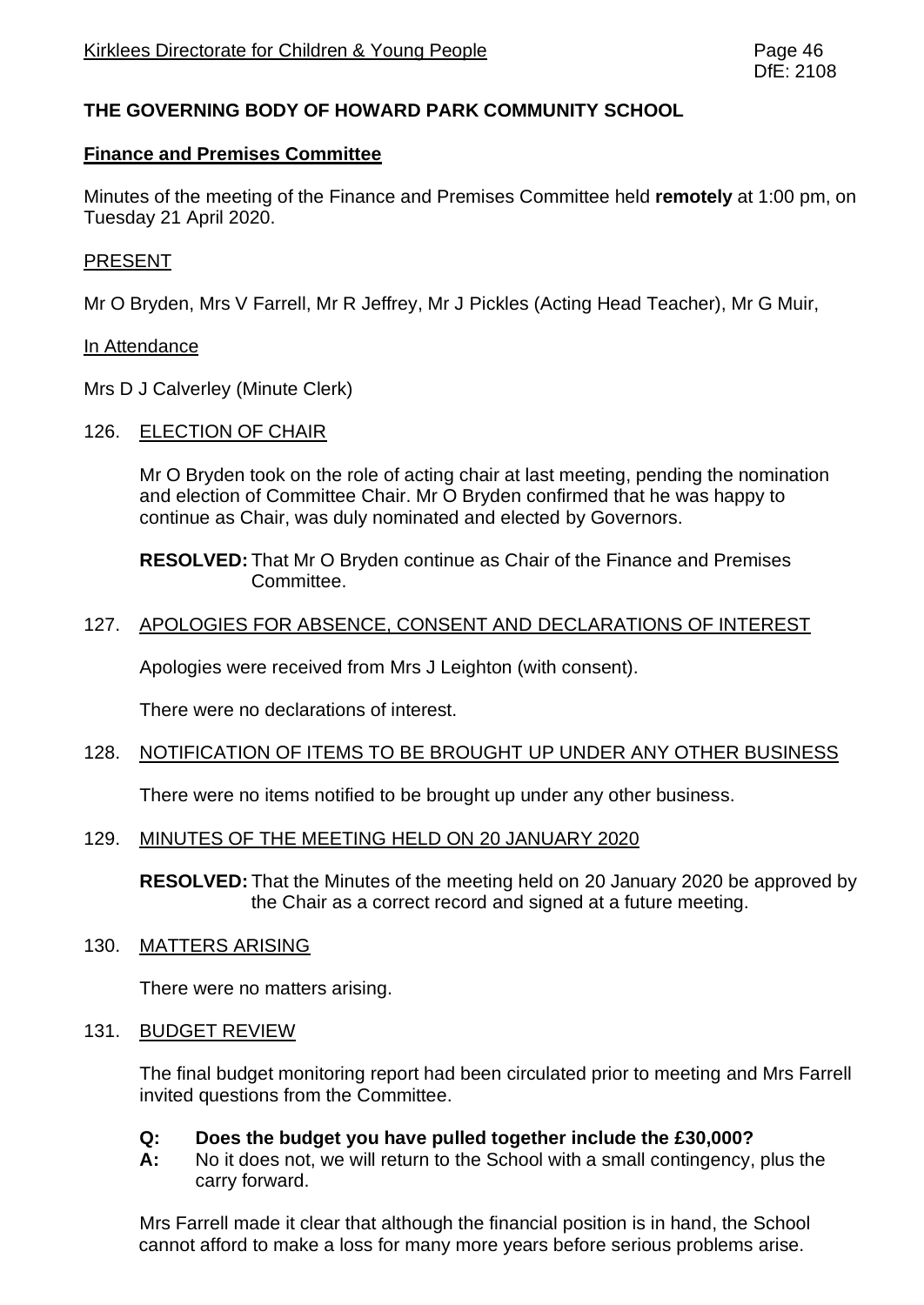**THE GOVERNING BODY OF HOWARD PARK COMMUNITY SCHOOL**

**Finance and Premises Committee**

Minutes of the meeting of the Finance and Premises Committee held **remotely** at 1:00 pm, on Tuesday 21 April 2020.

PRESENT

Mr O Bryden, Mrs V Farrell, Mr R Jeffrey, Mr J Pickles (Acting Head Teacher), Mr G Muir,

In Attendance

Mrs D J Calverley (Minute Clerk)

126. ELECTION OF CHAIR

Mr O Bryden took on the role of acting chair at last meeting, pending the nomination and election of Committee Chair. Mr O Bryden confirmed that he was happy to continue as Chair, was duly nominated and elected by Governors.

**RESOLVED:** That Mr O Bryden continue as Chair of the Finance and Premises Committee.

127. APOLOGIES FOR ABSENCE, CONSENT AND DECLARATIONS OF INTEREST

Apologies were received from Mrs J Leighton (with consent).

There were no declarations of interest.

128. NOTIFICATION OF ITEMS TO BE BROUGHT UP UNDER ANY OTHER BUSINESS

There were no items notified to be brought up under any other business.

129. MINUTES OF THE MEETING HELD ON 20 JANUARY 2020

**RESOLVED:** That the Minutes of the meeting held on 20 January 2020 be approved by the Chair as a correct record and signed at a future meeting.

130. MATTERS ARISING

There were no matters arising.

131. BUDGET REVIEW

The final budget monitoring report had been circulated prior to meeting and Mrs Farrell invited questions from the Committee.

**Q: Does the budget you have pulled together include the £30,000?**
**A:** No it does not, we will return to the School with a small contingency, plus the carry forward.

Mrs Farrell made it clear that although the financial position is in hand, the School cannot afford to make a loss for many more years before serious problems arise.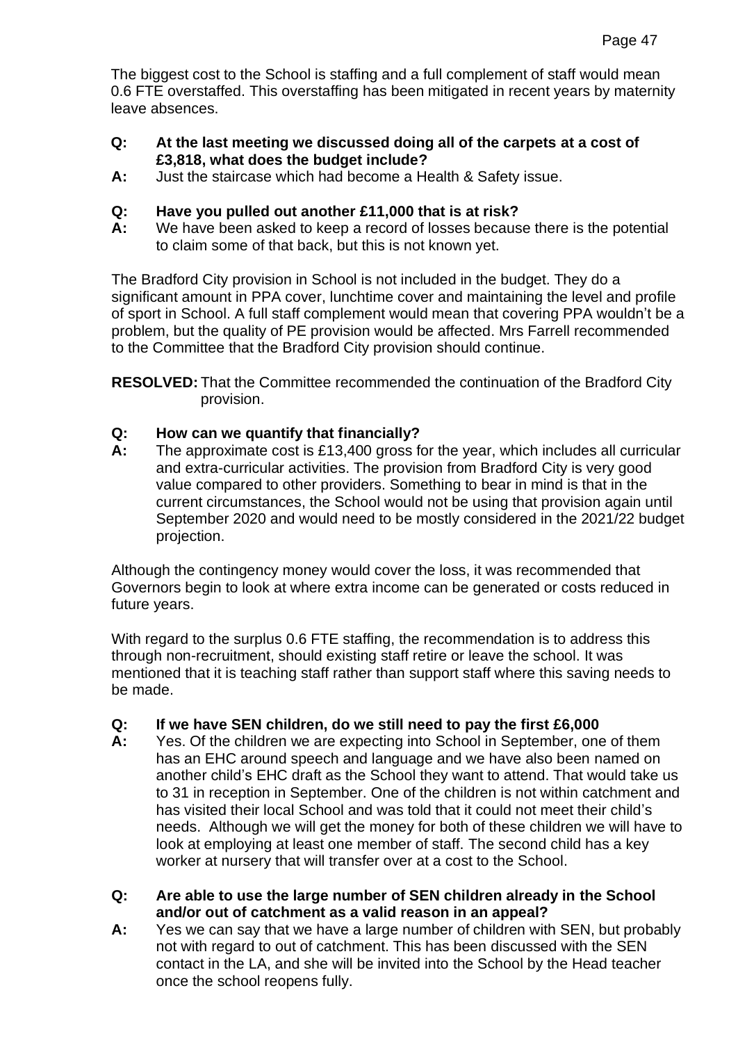The biggest cost to the School is staffing and a full complement of staff would mean 0.6 FTE overstaffed. This overstaffing has been mitigated in recent years by maternity leave absences.

**Q: At the last meeting we discussed doing all of the carpets at a cost of £3,818, what does the budget include?**

**A:** Just the staircase which had become a Health & Safety issue.

**Q: Have you pulled out another £11,000 that is at risk?**

**A:** We have been asked to keep a record of losses because there is the potential to claim some of that back, but this is not known yet.

The Bradford City provision in School is not included in the budget. They do a significant amount in PPA cover, lunchtime cover and maintaining the level and profile of sport in School. A full staff complement would mean that covering PPA wouldn't be a problem, but the quality of PE provision would be affected. Mrs Farrell recommended to the Committee that the Bradford City provision should continue.

**RESOLVED:** That the Committee recommended the continuation of the Bradford City provision.

**Q: How can we quantify that financially?**

**A:** The approximate cost is £13,400 gross for the year, which includes all curricular and extra-curricular activities. The provision from Bradford City is very good value compared to other providers. Something to bear in mind is that in the current circumstances, the School would not be using that provision again until September 2020 and would need to be mostly considered in the 2021/22 budget projection.

Although the contingency money would cover the loss, it was recommended that Governors begin to look at where extra income can be generated or costs reduced in future years.

With regard to the surplus 0.6 FTE staffing, the recommendation is to address this through non-recruitment, should existing staff retire or leave the school. It was mentioned that it is teaching staff rather than support staff where this saving needs to be made.

**Q: If we have SEN children, do we still need to pay the first £6,000**

**A:** Yes. Of the children we are expecting into School in September, one of them has an EHC around speech and language and we have also been named on another child's EHC draft as the School they want to attend. That would take us to 31 in reception in September. One of the children is not within catchment and has visited their local School and was told that it could not meet their child's needs. Although we will get the money for both of these children we will have to look at employing at least one member of staff. The second child has a key worker at nursery that will transfer over at a cost to the School.

**Q: Are able to use the large number of SEN children already in the School and/or out of catchment as a valid reason in an appeal?**

**A:** Yes we can say that we have a large number of children with SEN, but probably not with regard to out of catchment. This has been discussed with the SEN contact in the LA, and she will be invited into the School by the Head teacher once the school reopens fully.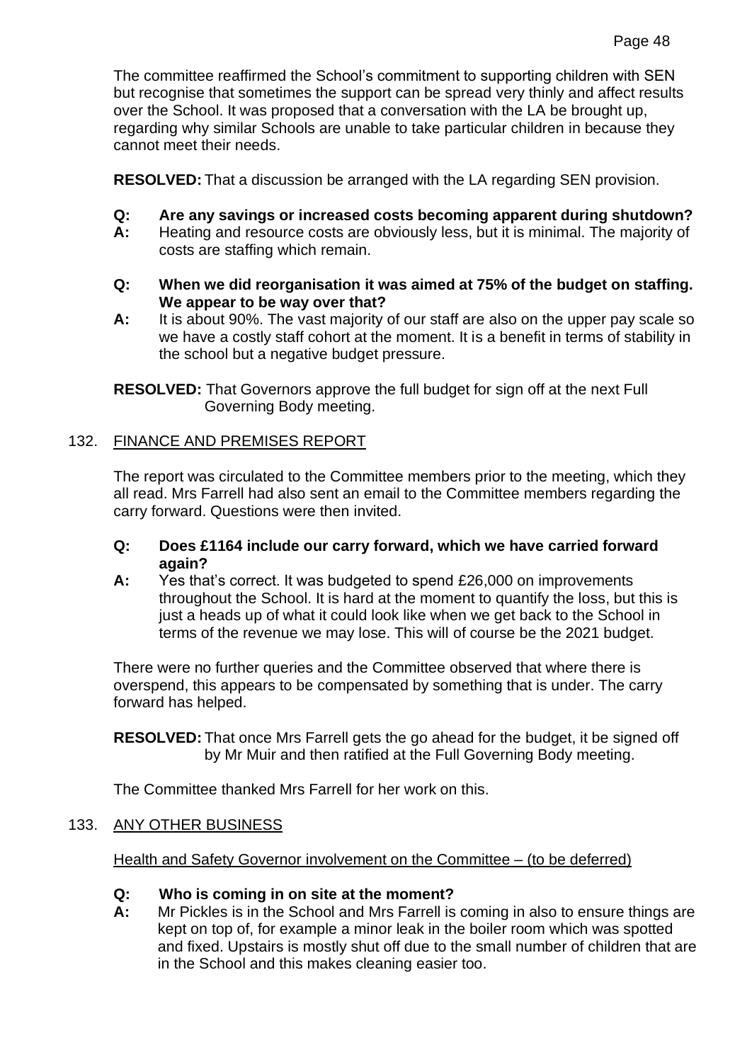The committee reaffirmed the School's commitment to supporting children with SEN but recognise that sometimes the support can be spread very thinly and affect results over the School. It was proposed that a conversation with the LA be brought up, regarding why similar Schools are unable to take particular children in because they cannot meet their needs.

**RESOLVED:** That a discussion be arranged with the LA regarding SEN provision.

**Q: Are any savings or increased costs becoming apparent during shutdown?**
**A:** Heating and resource costs are obviously less, but it is minimal. The majority of costs are staffing which remain.

**Q: When we did reorganisation it was aimed at 75% of the budget on staffing. We appear to be way over that?**
**A:** It is about 90%. The vast majority of our staff are also on the upper pay scale so we have a costly staff cohort at the moment. It is a benefit in terms of stability in the school but a negative budget pressure.

**RESOLVED:** That Governors approve the full budget for sign off at the next Full Governing Body meeting.

## 132. FINANCE AND PREMISES REPORT

The report was circulated to the Committee members prior to the meeting, which they all read. Mrs Farrell had also sent an email to the Committee members regarding the carry forward. Questions were then invited.

**Q: Does £1164 include our carry forward, which we have carried forward again?**
**A:** Yes that's correct. It was budgeted to spend £26,000 on improvements throughout the School. It is hard at the moment to quantify the loss, but this is just a heads up of what it could look like when we get back to the School in terms of the revenue we may lose. This will of course be the 2021 budget.

There were no further queries and the Committee observed that where there is overspend, this appears to be compensated by something that is under. The carry forward has helped.

**RESOLVED:** That once Mrs Farrell gets the go ahead for the budget, it be signed off by Mr Muir and then ratified at the Full Governing Body meeting.

The Committee thanked Mrs Farrell for her work on this.

## 133. ANY OTHER BUSINESS

Health and Safety Governor involvement on the Committee – (to be deferred)

**Q: Who is coming in on site at the moment?**
**A:** Mr Pickles is in the School and Mrs Farrell is coming in also to ensure things are kept on top of, for example a minor leak in the boiler room which was spotted and fixed. Upstairs is mostly shut off due to the small number of children that are in the School and this makes cleaning easier too.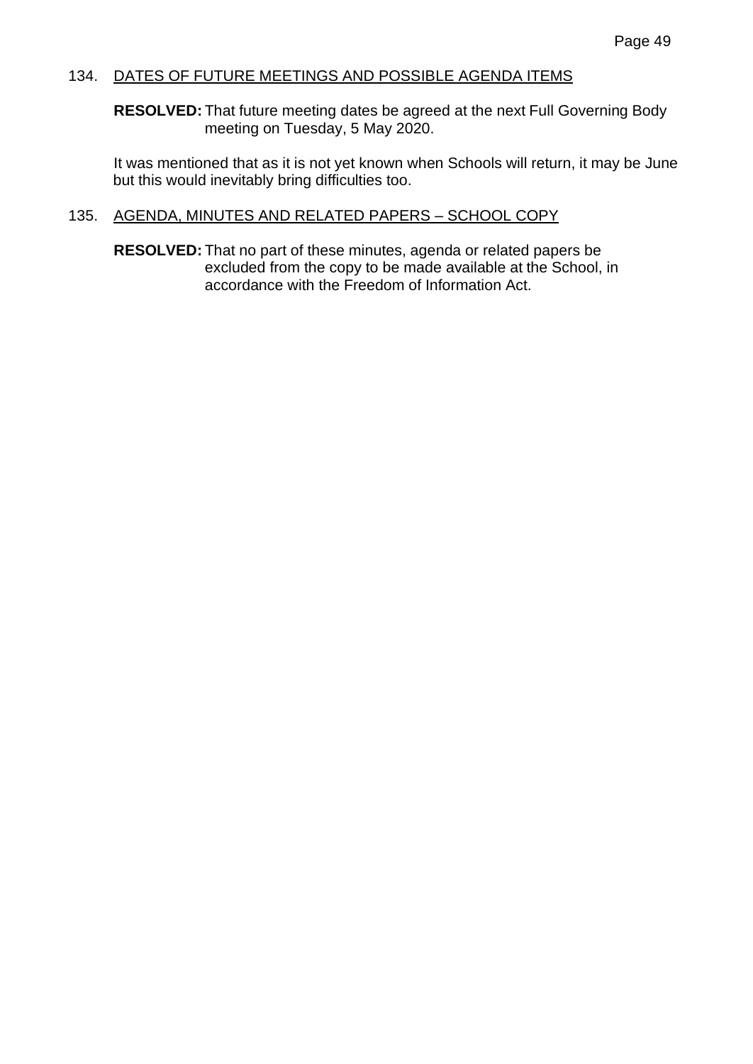134. <u>DATES OF FUTURE MEETINGS AND POSSIBLE AGENDA ITEMS</u>

**RESOLVED:** That future meeting dates be agreed at the next Full Governing Body meeting on Tuesday, 5 May 2020.

It was mentioned that as it is not yet known when Schools will return, it may be June but this would inevitably bring difficulties too.

135. <u>AGENDA, MINUTES AND RELATED PAPERS – SCHOOL COPY</u>

**RESOLVED:** That no part of these minutes, agenda or related papers be excluded from the copy to be made available at the School, in accordance with the Freedom of Information Act.